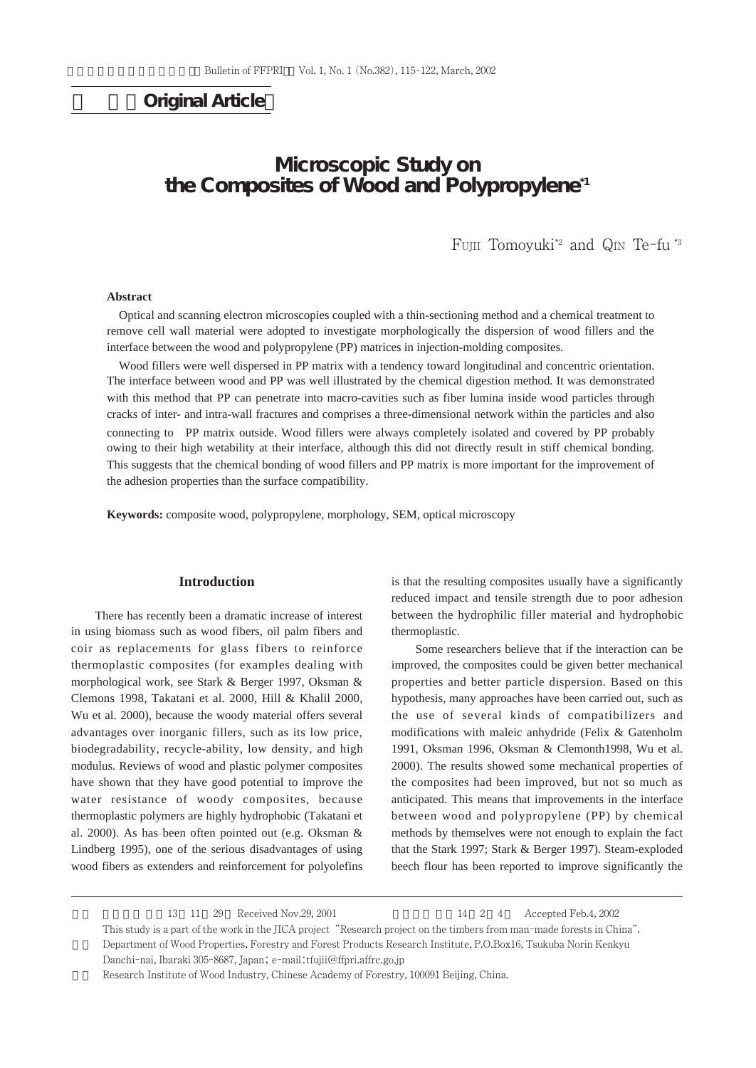**Original Article**

# Microscopic Study on the Composites of Wood and Polypropylene[*1]

FUJII Tomoyuki[*2] and QIN Te-fu[*3]

**Abstract**

Optical and scanning electron microscopies coupled with a thin-sectioning method and a chemical treatment to remove cell wall material were adopted to investigate morphologically the dispersion of wood fillers and the interface between the wood and polypropylene (PP) matrices in injection-molding composites.

Wood fillers were well dispersed in PP matrix with a tendency toward longitudinal and concentric orientation. The interface between wood and PP was well illustrated by the chemical digestion method. It was demonstrated with this method that PP can penetrate into macro-cavities such as fiber lumina inside wood particles through cracks of inter- and intra-wall fractures and comprises a three-dimensional network within the particles and also connecting to PP matrix outside. Wood fillers were always completely isolated and covered by PP probably owing to their high wetability at their interface, although this did not directly result in stiff chemical bonding. This suggests that the chemical bonding of wood fillers and PP matrix is more important for the improvement of the adhesion properties than the surface compatibility.

**Keywords:** composite wood, polypropylene, morphology, SEM, optical microscopy

## Introduction

There has recently been a dramatic increase of interest in using biomass such as wood fibers, oil palm fibers and coir as replacements for glass fibers to reinforce thermoplastic composites (for examples dealing with morphological work, see Stark & Berger 1997, Oksman & Clemons 1998, Takatani et al. 2000, Hill & Khalil 2000, Wu et al. 2000), because the woody material offers several advantages over inorganic fillers, such as its low price, biodegradability, recycle-ability, low density, and high modulus. Reviews of wood and plastic polymer composites have shown that they have good potential to improve the water resistance of woody composites, because thermoplastic polymers are highly hydrophobic (Takatani et al. 2000). As has been often pointed out (e.g. Oksman & Lindberg 1995), one of the serious disadvantages of using wood fibers as extenders and reinforcement for polyolefins is that the resulting composites usually have a significantly reduced impact and tensile strength due to poor adhesion between the hydrophilic filler material and hydrophobic thermoplastic.

Some researchers believe that if the interaction can be improved, the composites could be given better mechanical properties and better particle dispersion. Based on this hypothesis, many approaches have been carried out, such as the use of several kinds of compatibilizers and modifications with maleic anhydride (Felix & Gatenholm 1991, Oksman 1996, Oksman & Clemonth1998, Wu et al. 2000). The results showed some mechanical properties of the composites had been improved, but not so much as anticipated. This means that improvements in the interface between wood and polypropylene (PP) by chemical methods by themselves were not enough to explain the fact that the Stark 1997; Stark & Berger 1997). Steam-exploded beech flour has been reported to improve significantly the

---

13 11 29 Received Nov.29, 2001　　14 2 4 Accepted Feb.4, 2002

[*1] This study is a part of the work in the JICA project "Research project on the timbers from man-made forests in China".

[*2] Department of Wood Properties, Forestry and Forest Products Research Institute, P.O.Box16, Tsukuba Norin Kenkyu Danchi-nai, Ibaraki 305-8687, Japan; e-mail:tfujii@ffpri.affrc.go.jp

[*3] Research Institute of Wood Industry, Chinese Academy of Forestry, 100091 Beijing, China.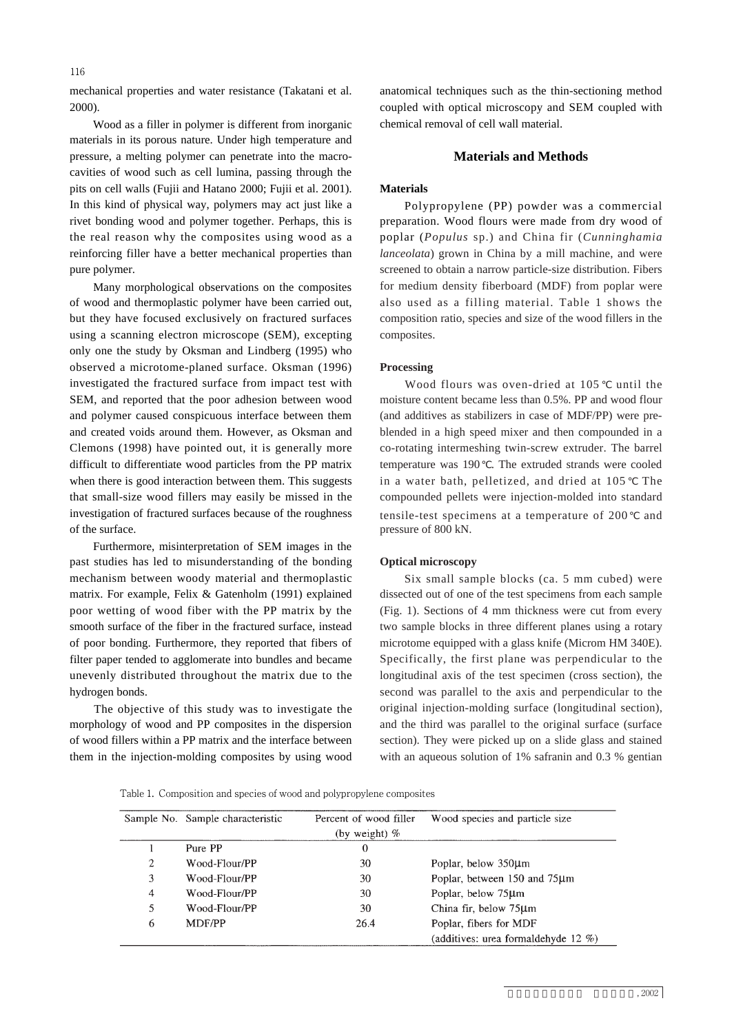mechanical properties and water resistance (Takatani et al. 2000).

Wood as a filler in polymer is different from inorganic materials in its porous nature. Under high temperature and pressure, a melting polymer can penetrate into the macro-cavities of wood such as cell lumina, passing through the pits on cell walls (Fujii and Hatano 2000; Fujii et al. 2001). In this kind of physical way, polymers may act just like a rivet bonding wood and polymer together. Perhaps, this is the real reason why the composites using wood as a reinforcing filler have a better mechanical properties than pure polymer.

Many morphological observations on the composites of wood and thermoplastic polymer have been carried out, but they have focused exclusively on fractured surfaces using a scanning electron microscope (SEM), excepting only one the study by Oksman and Lindberg (1995) who observed a microtome-planed surface. Oksman (1996) investigated the fractured surface from impact test with SEM, and reported that the poor adhesion between wood and polymer caused conspicuous interface between them and created voids around them. However, as Oksman and Clemons (1998) have pointed out, it is generally more difficult to differentiate wood particles from the PP matrix when there is good interaction between them. This suggests that small-size wood fillers may easily be missed in the investigation of fractured surfaces because of the roughness of the surface.

Furthermore, misinterpretation of SEM images in the past studies has led to misunderstanding of the bonding mechanism between woody material and thermoplastic matrix. For example, Felix & Gatenholm (1991) explained poor wetting of wood fiber with the PP matrix by the smooth surface of the fiber in the fractured surface, instead of poor bonding. Furthermore, they reported that fibers of filter paper tended to agglomerate into bundles and became unevenly distributed throughout the matrix due to the hydrogen bonds.

The objective of this study was to investigate the morphology of wood and PP composites in the dispersion of wood fillers within a PP matrix and the interface between them in the injection-molding composites by using wood anatomical techniques such as the thin-sectioning method coupled with optical microscopy and SEM coupled with chemical removal of cell wall material.

## Materials and Methods

### Materials

Polypropylene (PP) powder was a commercial preparation. Wood flours were made from dry wood of poplar (*Populus* sp.) and China fir (*Cunninghamia lanceolata*) grown in China by a mill machine, and were screened to obtain a narrow particle-size distribution. Fibers for medium density fiberboard (MDF) from poplar were also used as a filling material. Table 1 shows the composition ratio, species and size of the wood fillers in the composites.

### Processing

Wood flours was oven-dried at 105 ℃ until the moisture content became less than 0.5%. PP and wood flour (and additives as stabilizers in case of MDF/PP) were pre-blended in a high speed mixer and then compounded in a co-rotating intermeshing twin-screw extruder. The barrel temperature was 190 ℃. The extruded strands were cooled in a water bath, pelletized, and dried at 105 ℃ The compounded pellets were injection-molded into standard tensile-test specimens at a temperature of 200 ℃ and pressure of 800 kN.

### Optical microscopy

Six small sample blocks (ca. 5 mm cubed) were dissected out of one of the test specimens from each sample (Fig. 1). Sections of 4 mm thickness were cut from every two sample blocks in three different planes using a rotary microtome equipped with a glass knife (Microm HM 340E). Specifically, the first plane was perpendicular to the longitudinal axis of the test specimen (cross section), the second was parallel to the axis and perpendicular to the original injection-molding surface (longitudinal section), and the third was parallel to the original surface (surface section). They were picked up on a slide glass and stained with an aqueous solution of 1% safranin and 0.3 % gentian

Table 1. Composition and species of wood and polypropylene composites

| Sample No. | Sample characteristic | Percent of wood filler (by weight) % | Wood species and particle size |
|---|---|---|---|
| 1 | Pure PP | 0 | |
| 2 | Wood-Flour/PP | 30 | Poplar, below 350μm |
| 3 | Wood-Flour/PP | 30 | Poplar, between 150 and 75μm |
| 4 | Wood-Flour/PP | 30 | Poplar, below 75μm |
| 5 | Wood-Flour/PP | 30 | China fir, below 75μm |
| 6 | MDF/PP | 26.4 | Poplar, fibers for MDF (additives: urea formaldehyde 12 %) |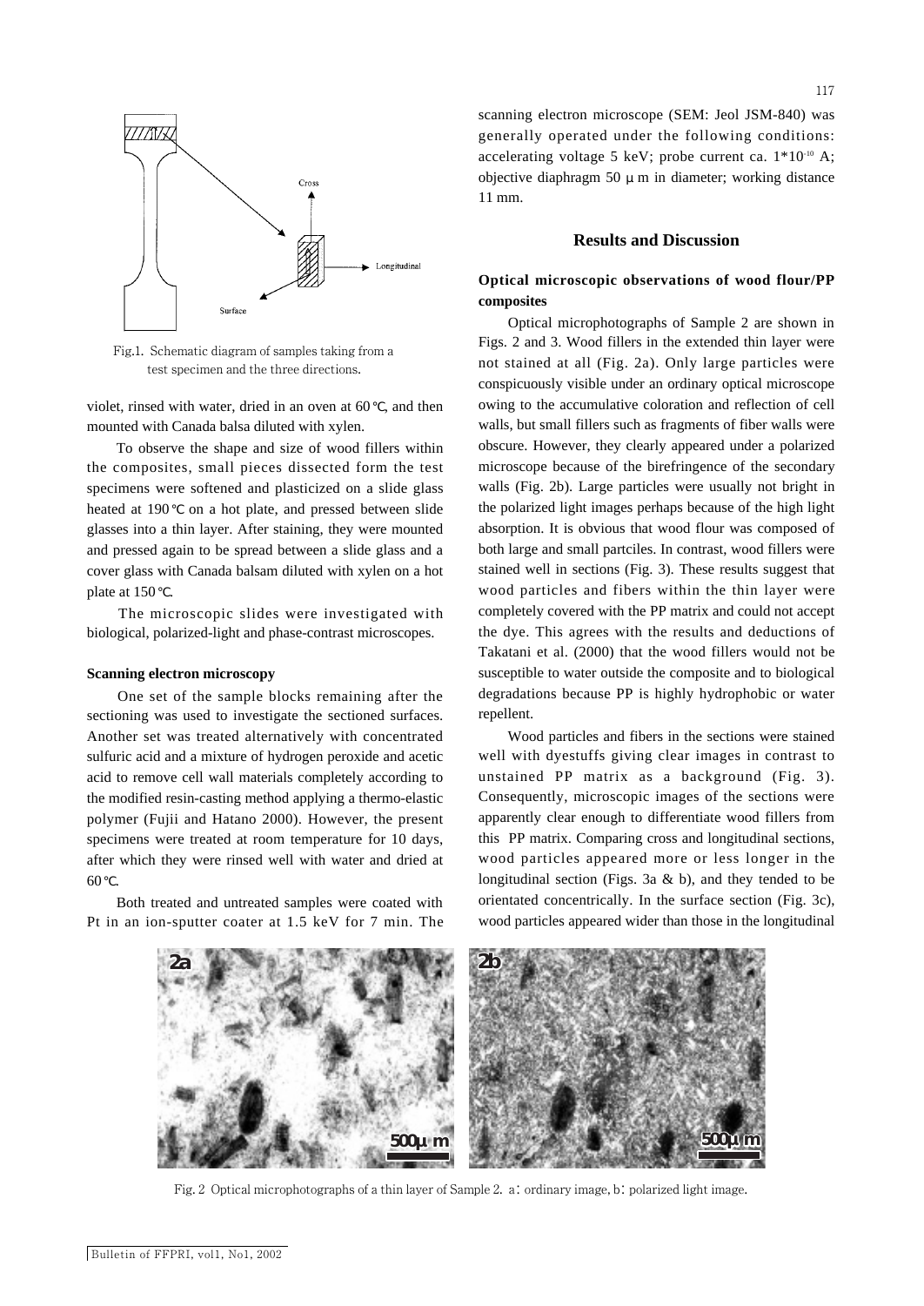Fig.1. Schematic diagram of samples taking from a test specimen and the three directions.

violet, rinsed with water, dried in an oven at 60 ℃, and then mounted with Canada balsa diluted with xylen.

To observe the shape and size of wood fillers within the composites, small pieces dissected form the test specimens were softened and plasticized on a slide glass heated at 190 ℃ on a hot plate, and pressed between slide glasses into a thin layer. After staining, they were mounted and pressed again to be spread between a slide glass and a cover glass with Canada balsam diluted with xylen on a hot plate at 150 ℃.

The microscopic slides were investigated with biological, polarized-light and phase-contrast microscopes.

**Scanning electron microscopy**

One set of the sample blocks remaining after the sectioning was used to investigate the sectioned surfaces. Another set was treated alternatively with concentrated sulfuric acid and a mixture of hydrogen peroxide and acetic acid to remove cell wall materials completely according to the modified resin-casting method applying a thermo-elastic polymer (Fujii and Hatano 2000). However, the present specimens were treated at room temperature for 10 days, after which they were rinsed well with water and dried at 60 ℃.

Both treated and untreated samples were coated with Pt in an ion-sputter coater at 1.5 keV for 7 min. The scanning electron microscope (SEM: Jeol JSM-840) was generally operated under the following conditions: accelerating voltage 5 keV; probe current ca. $1*10^{-10}$ A; objective diaphragm 50 μm in diameter; working distance 11 mm.

## Results and Discussion

### Optical microscopic observations of wood flour/PP composites

Optical microphotographs of Sample 2 are shown in Figs. 2 and 3. Wood fillers in the extended thin layer were not stained at all (Fig. 2a). Only large particles were conspicuously visible under an ordinary optical microscope owing to the accumulative coloration and reflection of cell walls, but small fillers such as fragments of fiber walls were obscure. However, they clearly appeared under a polarized microscope because of the birefringence of the secondary walls (Fig. 2b). Large particles were usually not bright in the polarized light images perhaps because of the high light absorption. It is obvious that wood flour was composed of both large and small partciles. In contrast, wood fillers were stained well in sections (Fig. 3). These results suggest that wood particles and fibers within the thin layer were completely covered with the PP matrix and could not accept the dye. This agrees with the results and deductions of Takatani et al. (2000) that the wood fillers would not be susceptible to water outside the composite and to biological degradations because PP is highly hydrophobic or water repellent.

Wood particles and fibers in the sections were stained well with dyestuffs giving clear images in contrast to unstained PP matrix as a background (Fig. 3). Consequently, microscopic images of the sections were apparently clear enough to differentiate wood fillers from this PP matrix. Comparing cross and longitudinal sections, wood particles appeared more or less longer in the longitudinal section (Figs. 3a & b), and they tended to be orientated concentrically. In the surface section (Fig. 3c), wood particles appeared wider than those in the longitudinal

Fig. 2 Optical microphotographs of a thin layer of Sample 2. a: ordinary image, b: polarized light image.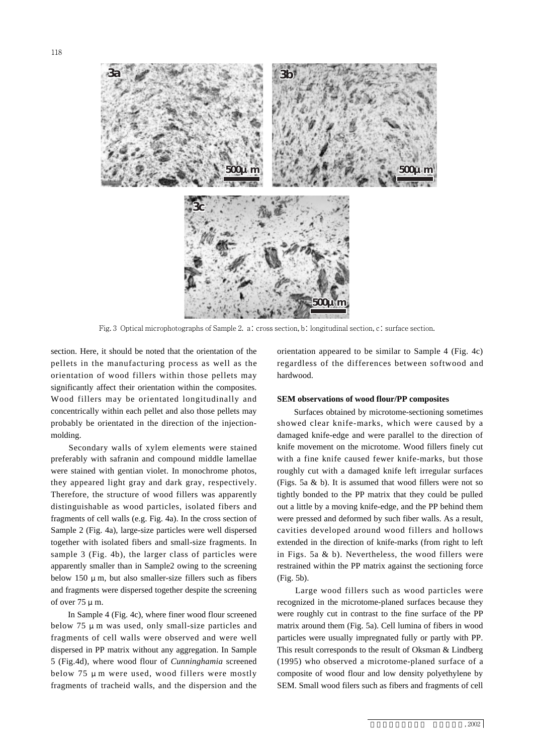Fig. 3 Optical microphotographs of Sample 2. a: cross section, b: longitudinal section, c: surface section.

section. Here, it should be noted that the orientation of the pellets in the manufacturing process as well as the orientation of wood fillers within those pellets may significantly affect their orientation within the composites. Wood fillers may be orientated longitudinally and concentrically within each pellet and also those pellets may probably be orientated in the direction of the injection-molding.

Secondary walls of xylem elements were stained preferably with safranin and compound middle lamellae were stained with gentian violet. In monochrome photos, they appeared light gray and dark gray, respectively. Therefore, the structure of wood fillers was apparently distinguishable as wood particles, isolated fibers and fragments of cell walls (e.g. Fig. 4a). In the cross section of Sample 2 (Fig. 4a), large-size particles were well dispersed together with isolated fibers and small-size fragments. In sample 3 (Fig. 4b), the larger class of particles were apparently smaller than in Sample2 owing to the screening below 150 μm, but also smaller-size fillers such as fibers and fragments were dispersed together despite the screening of over 75 μm.

In Sample 4 (Fig. 4c), where finer wood flour screened below 75 μm was used, only small-size particles and fragments of cell walls were observed and were well dispersed in PP matrix without any aggregation. In Sample 5 (Fig.4d), where wood flour of *Cunninghamia* screened below 75 μm were used, wood fillers were mostly fragments of tracheid walls, and the dispersion and the orientation appeared to be similar to Sample 4 (Fig. 4c) regardless of the differences between softwood and hardwood.

**SEM observations of wood flour/PP composites**

Surfaces obtained by microtome-sectioning sometimes showed clear knife-marks, which were caused by a damaged knife-edge and were parallel to the direction of knife movement on the microtome. Wood fillers finely cut with a fine knife caused fewer knife-marks, but those roughly cut with a damaged knife left irregular surfaces (Figs. 5a & b). It is assumed that wood fillers were not so tightly bonded to the PP matrix that they could be pulled out a little by a moving knife-edge, and the PP behind them were pressed and deformed by such fiber walls. As a result, cavities developed around wood fillers and hollows extended in the direction of knife-marks (from right to left in Figs. 5a & b). Nevertheless, the wood fillers were restrained within the PP matrix against the sectioning force (Fig. 5b).

Large wood fillers such as wood particles were recognized in the microtome-planed surfaces because they were roughly cut in contrast to the fine surface of the PP matrix around them (Fig. 5a). Cell lumina of fibers in wood particles were usually impregnated fully or partly with PP. This result corresponds to the result of Oksman & Lindberg (1995) who observed a microtome-planed surface of a composite of wood flour and low density polyethylene by SEM. Small wood filers such as fibers and fragments of cell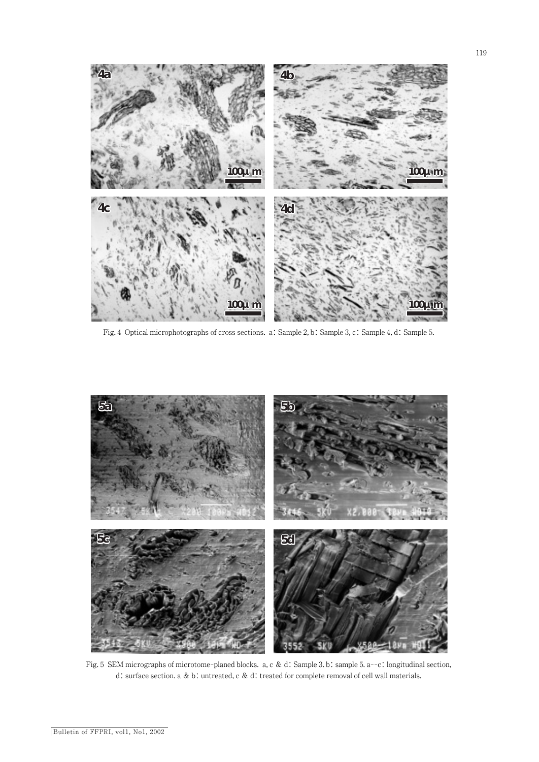Fig. 4 Optical microphotographs of cross sections. a: Sample 2, b: Sample 3, c: Sample 4, d: Sample 5.

Fig. 5 SEM micrographs of microtome-planed blocks. a, c & d: Sample 3. b: sample 5. a--c: longitudinal section, d: surface section. a & b: untreated, c & d: treated for complete removal of cell wall materials.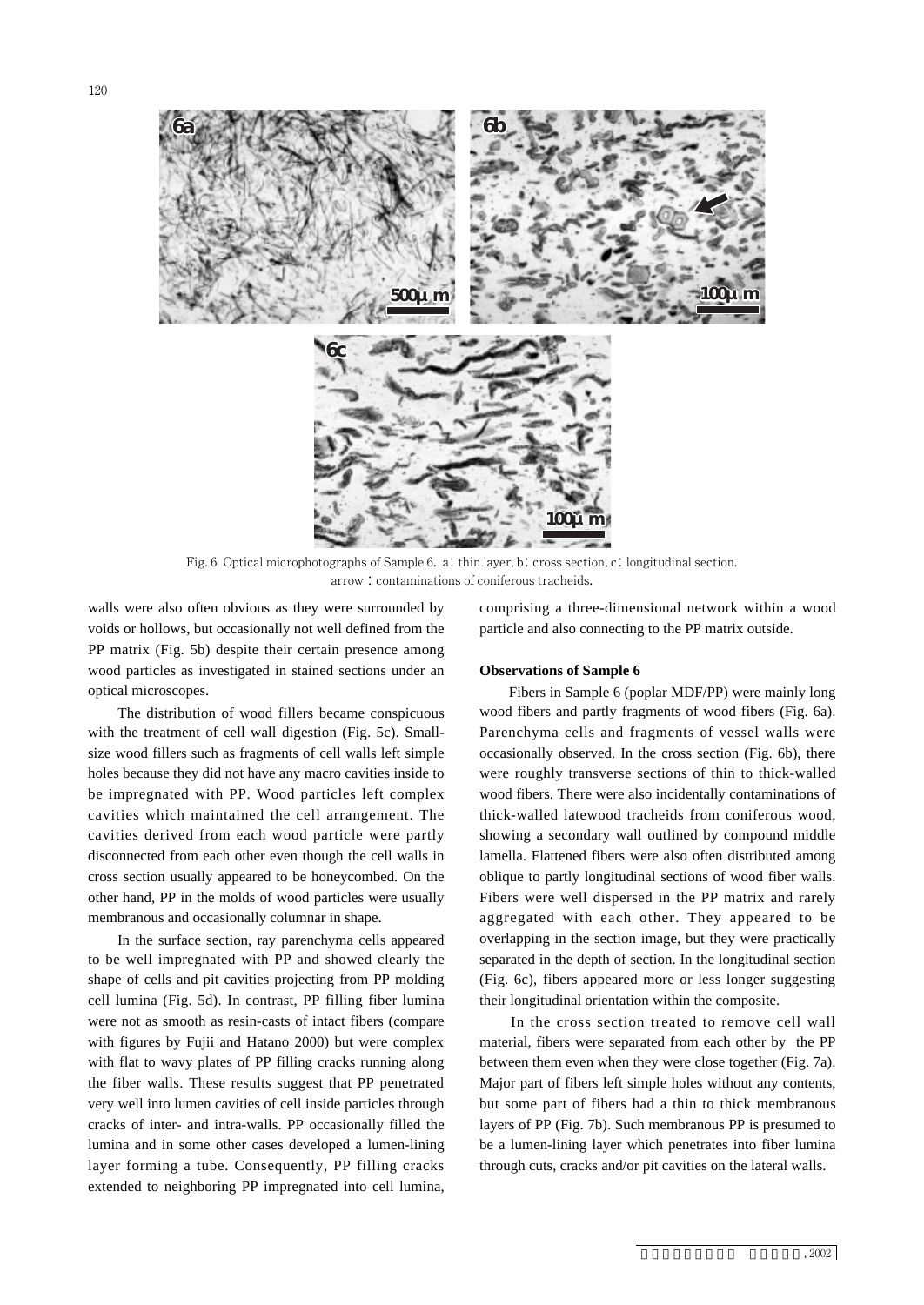Fig. 6 Optical microphotographs of Sample 6. a : thin layer, b : cross section, c : longitudinal section. arrow : contaminations of coniferous tracheids.

walls were also often obvious as they were surrounded by voids or hollows, but occasionally not well defined from the PP matrix (Fig. 5b) despite their certain presence among wood particles as investigated in stained sections under an optical microscopes.

The distribution of wood fillers became conspicuous with the treatment of cell wall digestion (Fig. 5c). Small-size wood fillers such as fragments of cell walls left simple holes because they did not have any macro cavities inside to be impregnated with PP. Wood particles left complex cavities which maintained the cell arrangement. The cavities derived from each wood particle were partly disconnected from each other even though the cell walls in cross section usually appeared to be honeycombed. On the other hand, PP in the molds of wood particles were usually membranous and occasionally columnar in shape.

In the surface section, ray parenchyma cells appeared to be well impregnated with PP and showed clearly the shape of cells and pit cavities projecting from PP molding cell lumina (Fig. 5d). In contrast, PP filling fiber lumina were not as smooth as resin-casts of intact fibers (compare with figures by Fujii and Hatano 2000) but were complex with flat to wavy plates of PP filling cracks running along the fiber walls. These results suggest that PP penetrated very well into lumen cavities of cell inside particles through cracks of inter- and intra-walls. PP occasionally filled the lumina and in some other cases developed a lumen-lining layer forming a tube. Consequently, PP filling cracks extended to neighboring PP impregnated into cell lumina, comprising a three-dimensional network within a wood particle and also connecting to the PP matrix outside.

**Observations of Sample 6**

Fibers in Sample 6 (poplar MDF/PP) were mainly long wood fibers and partly fragments of wood fibers (Fig. 6a). Parenchyma cells and fragments of vessel walls were occasionally observed. In the cross section (Fig. 6b), there were roughly transverse sections of thin to thick-walled wood fibers. There were also incidentally contaminations of thick-walled latewood tracheids from coniferous wood, showing a secondary wall outlined by compound middle lamella. Flattened fibers were also often distributed among oblique to partly longitudinal sections of wood fiber walls. Fibers were well dispersed in the PP matrix and rarely aggregated with each other. They appeared to be overlapping in the section image, but they were practically separated in the depth of section. In the longitudinal section (Fig. 6c), fibers appeared more or less longer suggesting their longitudinal orientation within the composite.

In the cross section treated to remove cell wall material, fibers were separated from each other by the PP between them even when they were close together (Fig. 7a). Major part of fibers left simple holes without any contents, but some part of fibers had a thin to thick membranous layers of PP (Fig. 7b). Such membranous PP is presumed to be a lumen-lining layer which penetrates into fiber lumina through cuts, cracks and/or pit cavities on the lateral walls.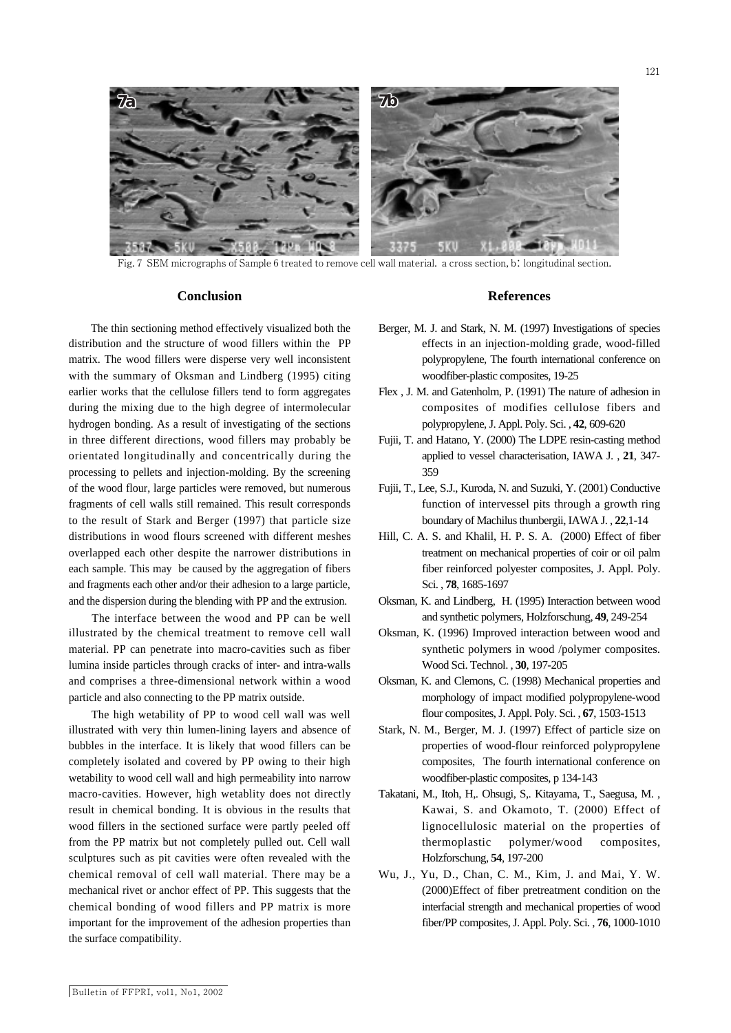Fig. 7 SEM micrographs of Sample 6 treated to remove cell wall material. a cross section, b: longitudinal section.

## Conclusion

The thin sectioning method effectively visualized both the distribution and the structure of wood fillers within the PP matrix. The wood fillers were disperse very well inconsistent with the summary of Oksman and Lindberg (1995) citing earlier works that the cellulose fillers tend to form aggregates during the mixing due to the high degree of intermolecular hydrogen bonding. As a result of investigating of the sections in three different directions, wood fillers may probably be orientated longitudinally and concentrically during the processing to pellets and injection-molding. By the screening of the wood flour, large particles were removed, but numerous fragments of cell walls still remained. This result corresponds to the result of Stark and Berger (1997) that particle size distributions in wood flours screened with different meshes overlapped each other despite the narrower distributions in each sample. This may be caused by the aggregation of fibers and fragments each other and/or their adhesion to a large particle, and the dispersion during the blending with PP and the extrusion.

The interface between the wood and PP can be well illustrated by the chemical treatment to remove cell wall material. PP can penetrate into macro-cavities such as fiber lumina inside particles through cracks of inter- and intra-walls and comprises a three-dimensional network within a wood particle and also connecting to the PP matrix outside.

The high wetability of PP to wood cell wall was well illustrated with very thin lumen-lining layers and absence of bubbles in the interface. It is likely that wood fillers can be completely isolated and covered by PP owing to their high wetability to wood cell wall and high permeability into narrow macro-cavities. However, high wetablity does not directly result in chemical bonding. It is obvious in the results that wood fillers in the sectioned surface were partly peeled off from the PP matrix but not completely pulled out. Cell wall sculptures such as pit cavities were often revealed with the chemical removal of cell wall material. There may be a mechanical rivet or anchor effect of PP. This suggests that the chemical bonding of wood fillers and PP matrix is more important for the improvement of the adhesion properties than the surface compatibility.

## References

Berger, M. J. and Stark, N. M. (1997) Investigations of species effects in an injection-molding grade, wood-filled polypropylene, The fourth international conference on woodfiber-plastic composites, 19-25

Flex , J. M. and Gatenholm, P. (1991) The nature of adhesion in composites of modifies cellulose fibers and polypropylene, J. Appl. Poly. Sci. , **42**, 609-620

Fujii, T. and Hatano, Y. (2000) The LDPE resin-casting method applied to vessel characterisation, IAWA J. , **21**, 347-359

Fujii, T., Lee, S.J., Kuroda, N. and Suzuki, Y. (2001) Conductive function of intervessel pits through a growth ring boundary of Machilus thunbergii, IAWA J. , **22**,1-14

Hill, C. A. S. and Khalil, H. P. S. A. (2000) Effect of fiber treatment on mechanical properties of coir or oil palm fiber reinforced polyester composites, J. Appl. Poly. Sci. , **78**, 1685-1697

Oksman, K. and Lindberg, H. (1995) Interaction between wood and synthetic polymers, Holzforschung, **49**, 249-254

Oksman, K. (1996) Improved interaction between wood and synthetic polymers in wood /polymer composites. Wood Sci. Technol. , **30**, 197-205

Oksman, K. and Clemons, C. (1998) Mechanical properties and morphology of impact modified polypropylene-wood flour composites, J. Appl. Poly. Sci. , **67**, 1503-1513

Stark, N. M., Berger, M. J. (1997) Effect of particle size on properties of wood-flour reinforced polypropylene composites, The fourth international conference on woodfiber-plastic composites, p 134-143

Takatani, M., Itoh, H,. Ohsugi, S,. Kitayama, T., Saegusa, M. , Kawai, S. and Okamoto, T. (2000) Effect of lignocellulosic material on the properties of thermoplastic polymer/wood composites, Holzforschung, **54**, 197-200

Wu, J., Yu, D., Chan, C. M., Kim, J. and Mai, Y. W. (2000)Effect of fiber pretreatment condition on the interfacial strength and mechanical properties of wood fiber/PP composites, J. Appl. Poly. Sci. , **76**, 1000-1010